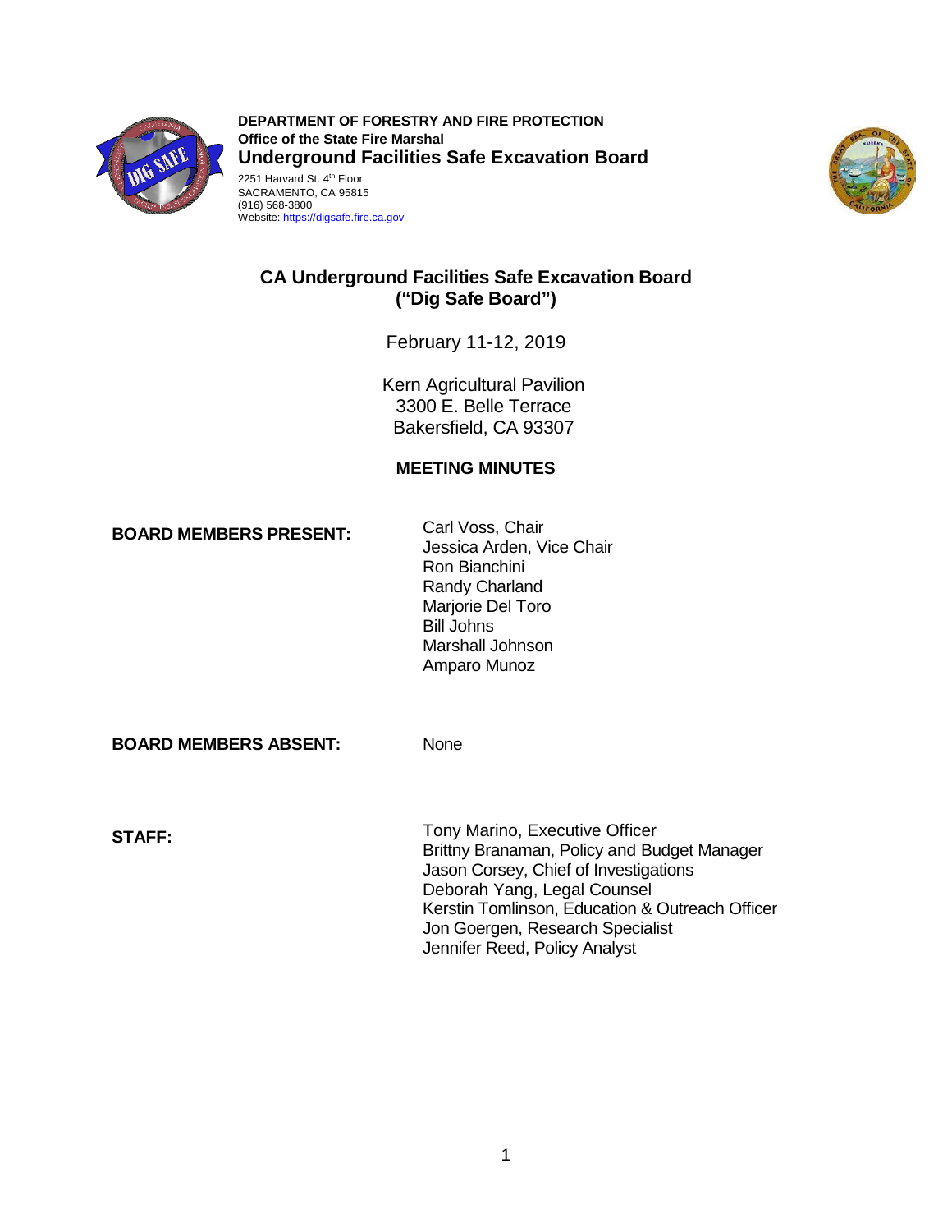**DEPARTMENT OF FORESTRY AND FIRE PROTECTION**
**Office of the State Fire Marshal**
**Underground Facilities Safe Excavation Board**
2251 Harvard St. 4th Floor
SACRAMENTO, CA 95815
(916) 568-3800
Website: https://digsafe.fire.ca.gov

# CA Underground Facilities Safe Excavation Board ("Dig Safe Board")

February 11-12, 2019

Kern Agricultural Pavilion
3300 E. Belle Terrace
Bakersfield, CA 93307

## MEETING MINUTES

**BOARD MEMBERS PRESENT:**

Carl Voss, Chair
Jessica Arden, Vice Chair
Ron Bianchini
Randy Charland
Marjorie Del Toro
Bill Johns
Marshall Johnson
Amparo Munoz

**BOARD MEMBERS ABSENT:** None

**STAFF:**

Tony Marino, Executive Officer
Brittny Branaman, Policy and Budget Manager
Jason Corsey, Chief of Investigations
Deborah Yang, Legal Counsel
Kerstin Tomlinson, Education & Outreach Officer
Jon Goergen, Research Specialist
Jennifer Reed, Policy Analyst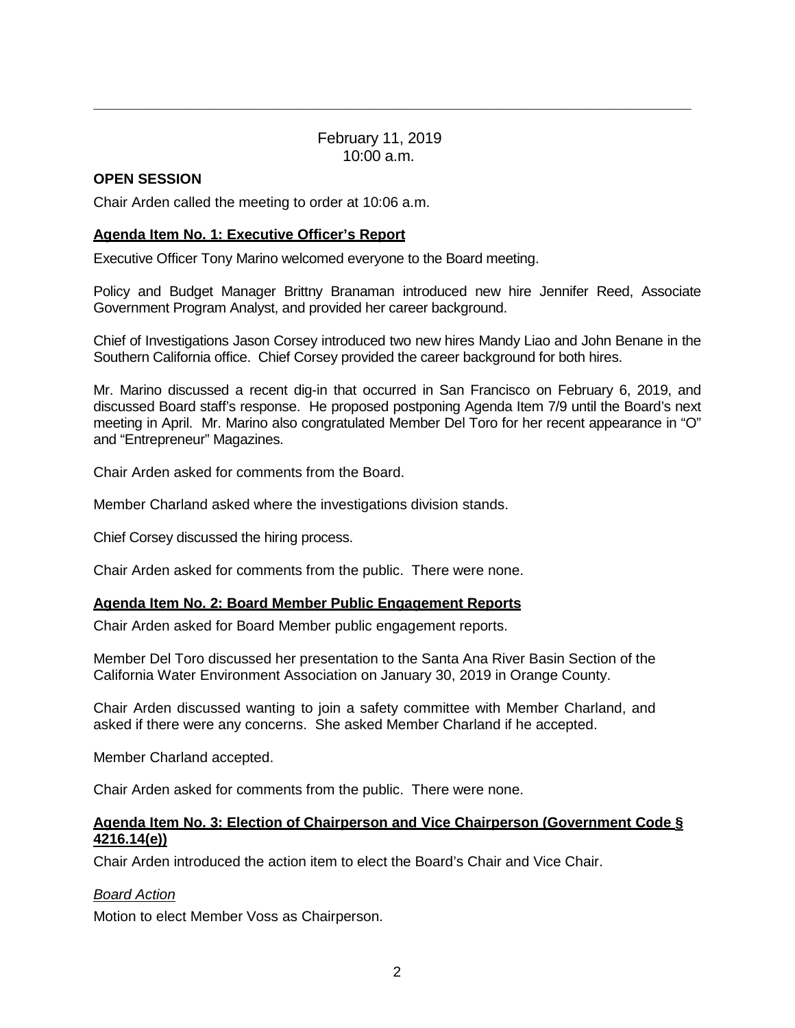February 11, 2019
10:00 a.m.

**OPEN SESSION**

Chair Arden called the meeting to order at 10:06 a.m.

**Agenda Item No. 1: Executive Officer's Report**

Executive Officer Tony Marino welcomed everyone to the Board meeting.

Policy and Budget Manager Brittny Branaman introduced new hire Jennifer Reed, Associate Government Program Analyst, and provided her career background.

Chief of Investigations Jason Corsey introduced two new hires Mandy Liao and John Benane in the Southern California office. Chief Corsey provided the career background for both hires.

Mr. Marino discussed a recent dig-in that occurred in San Francisco on February 6, 2019, and discussed Board staff's response. He proposed postponing Agenda Item 7/9 until the Board's next meeting in April. Mr. Marino also congratulated Member Del Toro for her recent appearance in "O" and "Entrepreneur" Magazines.

Chair Arden asked for comments from the Board.

Member Charland asked where the investigations division stands.

Chief Corsey discussed the hiring process.

Chair Arden asked for comments from the public. There were none.

**Agenda Item No. 2: Board Member Public Engagement Reports**

Chair Arden asked for Board Member public engagement reports.

Member Del Toro discussed her presentation to the Santa Ana River Basin Section of the California Water Environment Association on January 30, 2019 in Orange County.

Chair Arden discussed wanting to join a safety committee with Member Charland, and asked if there were any concerns. She asked Member Charland if he accepted.

Member Charland accepted.

Chair Arden asked for comments from the public. There were none.

**Agenda Item No. 3: Election of Chairperson and Vice Chairperson (Government Code § 4216.14(e))**

Chair Arden introduced the action item to elect the Board's Chair and Vice Chair.

*Board Action*

Motion to elect Member Voss as Chairperson.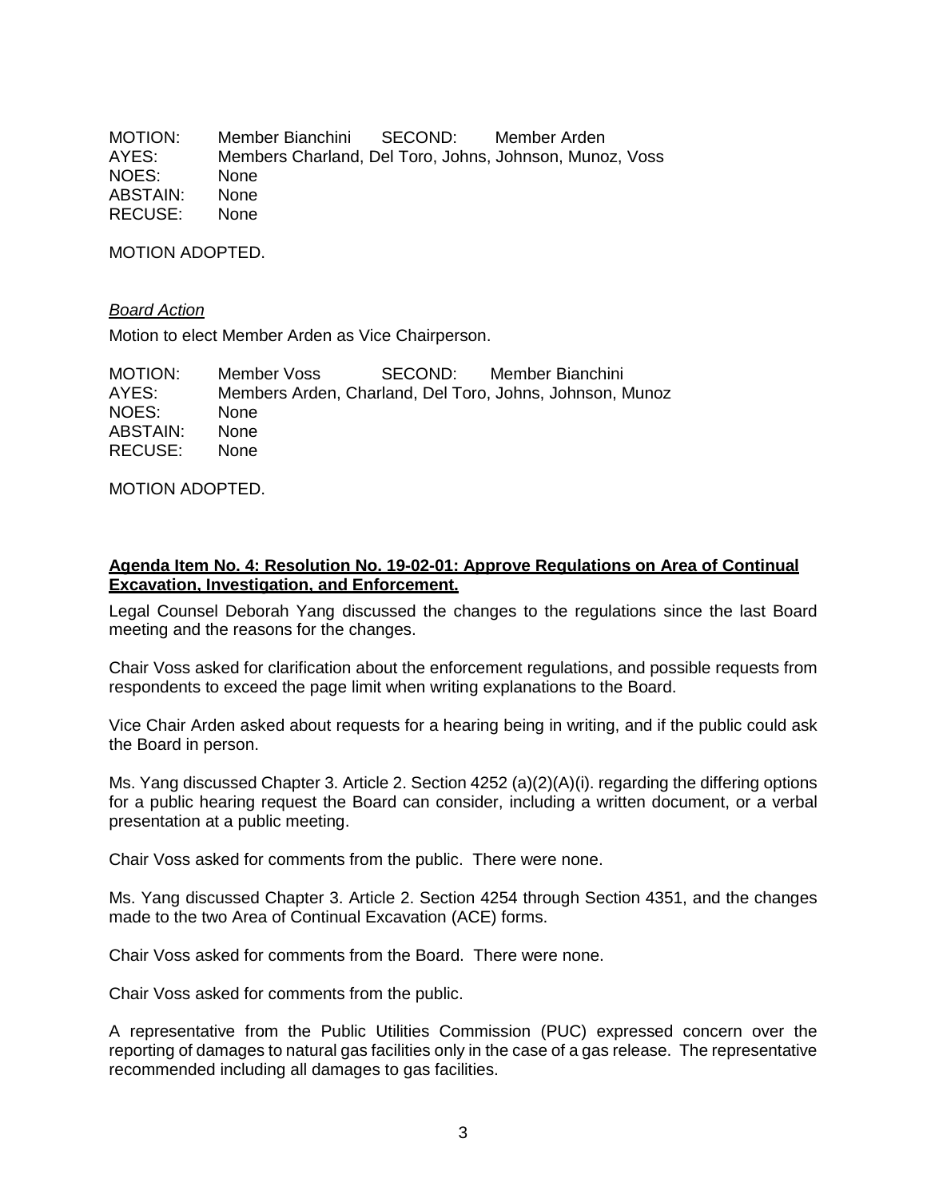MOTION: Member Bianchini SECOND: Member Arden
AYES: Members Charland, Del Toro, Johns, Johnson, Munoz, Voss
NOES: None
ABSTAIN: None
RECUSE: None

MOTION ADOPTED.

*Board Action*

Motion to elect Member Arden as Vice Chairperson.

MOTION: Member Voss SECOND: Member Bianchini
AYES: Members Arden, Charland, Del Toro, Johns, Johnson, Munoz
NOES: None
ABSTAIN: None
RECUSE: None

MOTION ADOPTED.

**Agenda Item No. 4: Resolution No. 19-02-01: Approve Regulations on Area of Continual Excavation, Investigation, and Enforcement.**

Legal Counsel Deborah Yang discussed the changes to the regulations since the last Board meeting and the reasons for the changes.

Chair Voss asked for clarification about the enforcement regulations, and possible requests from respondents to exceed the page limit when writing explanations to the Board.

Vice Chair Arden asked about requests for a hearing being in writing, and if the public could ask the Board in person.

Ms. Yang discussed Chapter 3. Article 2. Section 4252 (a)(2)(A)(i). regarding the differing options for a public hearing request the Board can consider, including a written document, or a verbal presentation at a public meeting.

Chair Voss asked for comments from the public. There were none.

Ms. Yang discussed Chapter 3. Article 2. Section 4254 through Section 4351, and the changes made to the two Area of Continual Excavation (ACE) forms.

Chair Voss asked for comments from the Board. There were none.

Chair Voss asked for comments from the public.

A representative from the Public Utilities Commission (PUC) expressed concern over the reporting of damages to natural gas facilities only in the case of a gas release. The representative recommended including all damages to gas facilities.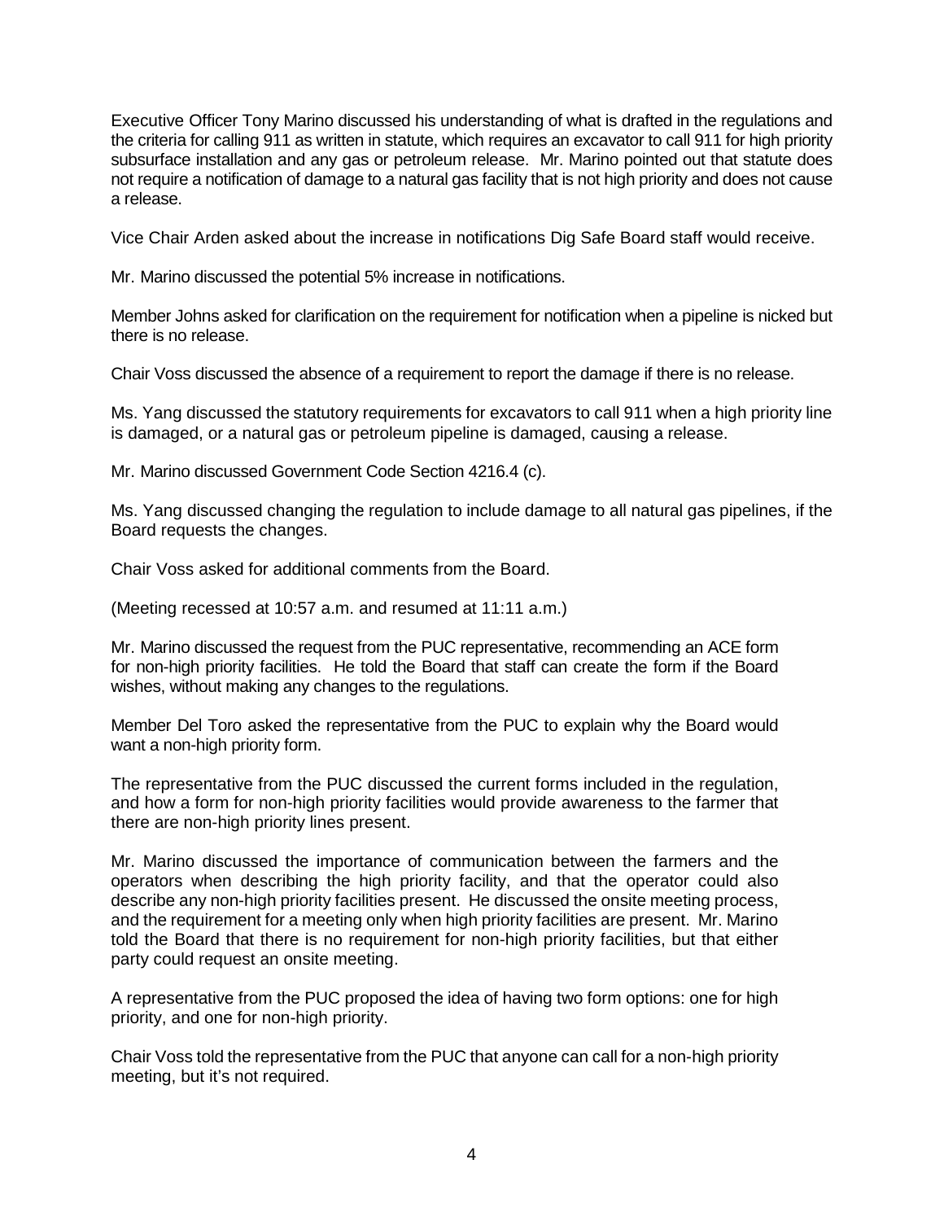Executive Officer Tony Marino discussed his understanding of what is drafted in the regulations and the criteria for calling 911 as written in statute, which requires an excavator to call 911 for high priority subsurface installation and any gas or petroleum release. Mr. Marino pointed out that statute does not require a notification of damage to a natural gas facility that is not high priority and does not cause a release.

Vice Chair Arden asked about the increase in notifications Dig Safe Board staff would receive.

Mr. Marino discussed the potential 5% increase in notifications.

Member Johns asked for clarification on the requirement for notification when a pipeline is nicked but there is no release.

Chair Voss discussed the absence of a requirement to report the damage if there is no release.

Ms. Yang discussed the statutory requirements for excavators to call 911 when a high priority line is damaged, or a natural gas or petroleum pipeline is damaged, causing a release.

Mr. Marino discussed Government Code Section 4216.4 (c).

Ms. Yang discussed changing the regulation to include damage to all natural gas pipelines, if the Board requests the changes.

Chair Voss asked for additional comments from the Board.

(Meeting recessed at 10:57 a.m. and resumed at 11:11 a.m.)

Mr. Marino discussed the request from the PUC representative, recommending an ACE form for non-high priority facilities. He told the Board that staff can create the form if the Board wishes, without making any changes to the regulations.

Member Del Toro asked the representative from the PUC to explain why the Board would want a non-high priority form.

The representative from the PUC discussed the current forms included in the regulation, and how a form for non-high priority facilities would provide awareness to the farmer that there are non-high priority lines present.

Mr. Marino discussed the importance of communication between the farmers and the operators when describing the high priority facility, and that the operator could also describe any non-high priority facilities present. He discussed the onsite meeting process, and the requirement for a meeting only when high priority facilities are present. Mr. Marino told the Board that there is no requirement for non-high priority facilities, but that either party could request an onsite meeting.

A representative from the PUC proposed the idea of having two form options: one for high priority, and one for non-high priority.

Chair Voss told the representative from the PUC that anyone can call for a non-high priority meeting, but it's not required.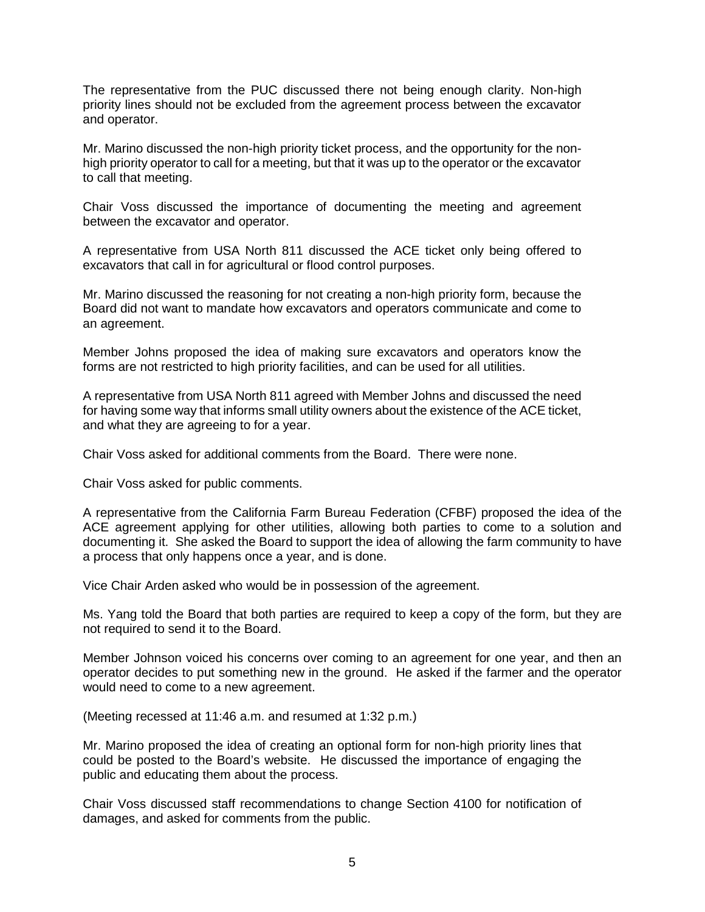The representative from the PUC discussed there not being enough clarity. Non-high priority lines should not be excluded from the agreement process between the excavator and operator.

Mr. Marino discussed the non-high priority ticket process, and the opportunity for the non-high priority operator to call for a meeting, but that it was up to the operator or the excavator to call that meeting.

Chair Voss discussed the importance of documenting the meeting and agreement between the excavator and operator.

A representative from USA North 811 discussed the ACE ticket only being offered to excavators that call in for agricultural or flood control purposes.

Mr. Marino discussed the reasoning for not creating a non-high priority form, because the Board did not want to mandate how excavators and operators communicate and come to an agreement.

Member Johns proposed the idea of making sure excavators and operators know the forms are not restricted to high priority facilities, and can be used for all utilities.

A representative from USA North 811 agreed with Member Johns and discussed the need for having some way that informs small utility owners about the existence of the ACE ticket, and what they are agreeing to for a year.

Chair Voss asked for additional comments from the Board. There were none.

Chair Voss asked for public comments.

A representative from the California Farm Bureau Federation (CFBF) proposed the idea of the ACE agreement applying for other utilities, allowing both parties to come to a solution and documenting it. She asked the Board to support the idea of allowing the farm community to have a process that only happens once a year, and is done.

Vice Chair Arden asked who would be in possession of the agreement.

Ms. Yang told the Board that both parties are required to keep a copy of the form, but they are not required to send it to the Board.

Member Johnson voiced his concerns over coming to an agreement for one year, and then an operator decides to put something new in the ground. He asked if the farmer and the operator would need to come to a new agreement.

(Meeting recessed at 11:46 a.m. and resumed at 1:32 p.m.)

Mr. Marino proposed the idea of creating an optional form for non-high priority lines that could be posted to the Board's website. He discussed the importance of engaging the public and educating them about the process.

Chair Voss discussed staff recommendations to change Section 4100 for notification of damages, and asked for comments from the public.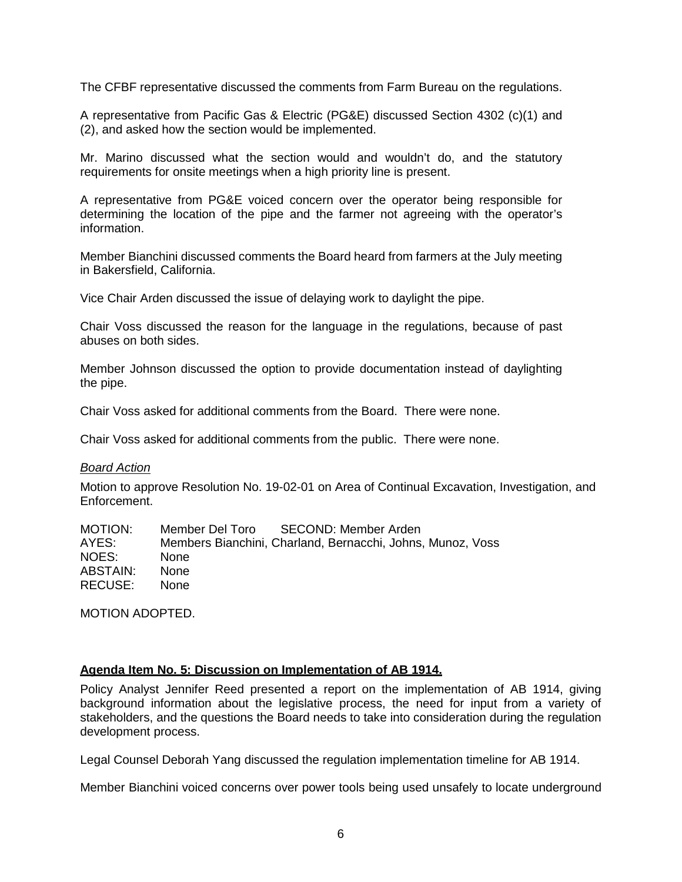The CFBF representative discussed the comments from Farm Bureau on the regulations.

A representative from Pacific Gas & Electric (PG&E) discussed Section 4302 (c)(1) and (2), and asked how the section would be implemented.

Mr. Marino discussed what the section would and wouldn't do, and the statutory requirements for onsite meetings when a high priority line is present.

A representative from PG&E voiced concern over the operator being responsible for determining the location of the pipe and the farmer not agreeing with the operator's information.

Member Bianchini discussed comments the Board heard from farmers at the July meeting in Bakersfield, California.

Vice Chair Arden discussed the issue of delaying work to daylight the pipe.

Chair Voss discussed the reason for the language in the regulations, because of past abuses on both sides.

Member Johnson discussed the option to provide documentation instead of daylighting the pipe.

Chair Voss asked for additional comments from the Board. There were none.

Chair Voss asked for additional comments from the public. There were none.

*Board Action*

Motion to approve Resolution No. 19-02-01 on Area of Continual Excavation, Investigation, and Enforcement.

MOTION: Member Del Toro SECOND: Member Arden
AYES: Members Bianchini, Charland, Bernacchi, Johns, Munoz, Voss
NOES: None
ABSTAIN: None
RECUSE: None

MOTION ADOPTED.

**Agenda Item No. 5: Discussion on Implementation of AB 1914.**

Policy Analyst Jennifer Reed presented a report on the implementation of AB 1914, giving background information about the legislative process, the need for input from a variety of stakeholders, and the questions the Board needs to take into consideration during the regulation development process.

Legal Counsel Deborah Yang discussed the regulation implementation timeline for AB 1914.

Member Bianchini voiced concerns over power tools being used unsafely to locate underground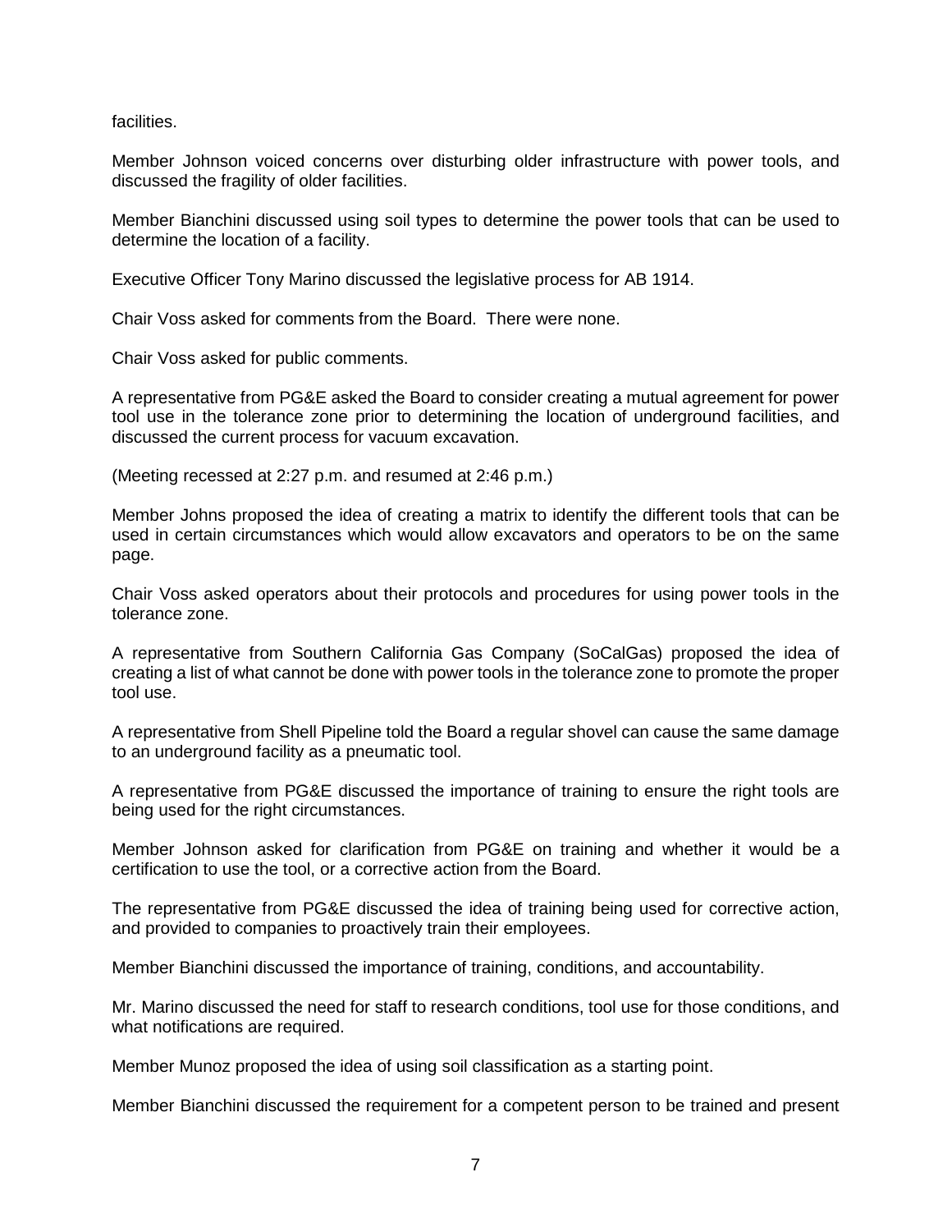facilities.

Member Johnson voiced concerns over disturbing older infrastructure with power tools, and discussed the fragility of older facilities.

Member Bianchini discussed using soil types to determine the power tools that can be used to determine the location of a facility.

Executive Officer Tony Marino discussed the legislative process for AB 1914.

Chair Voss asked for comments from the Board. There were none.

Chair Voss asked for public comments.

A representative from PG&E asked the Board to consider creating a mutual agreement for power tool use in the tolerance zone prior to determining the location of underground facilities, and discussed the current process for vacuum excavation.

(Meeting recessed at 2:27 p.m. and resumed at 2:46 p.m.)

Member Johns proposed the idea of creating a matrix to identify the different tools that can be used in certain circumstances which would allow excavators and operators to be on the same page.

Chair Voss asked operators about their protocols and procedures for using power tools in the tolerance zone.

A representative from Southern California Gas Company (SoCalGas) proposed the idea of creating a list of what cannot be done with power tools in the tolerance zone to promote the proper tool use.

A representative from Shell Pipeline told the Board a regular shovel can cause the same damage to an underground facility as a pneumatic tool.

A representative from PG&E discussed the importance of training to ensure the right tools are being used for the right circumstances.

Member Johnson asked for clarification from PG&E on training and whether it would be a certification to use the tool, or a corrective action from the Board.

The representative from PG&E discussed the idea of training being used for corrective action, and provided to companies to proactively train their employees.

Member Bianchini discussed the importance of training, conditions, and accountability.

Mr. Marino discussed the need for staff to research conditions, tool use for those conditions, and what notifications are required.

Member Munoz proposed the idea of using soil classification as a starting point.

Member Bianchini discussed the requirement for a competent person to be trained and present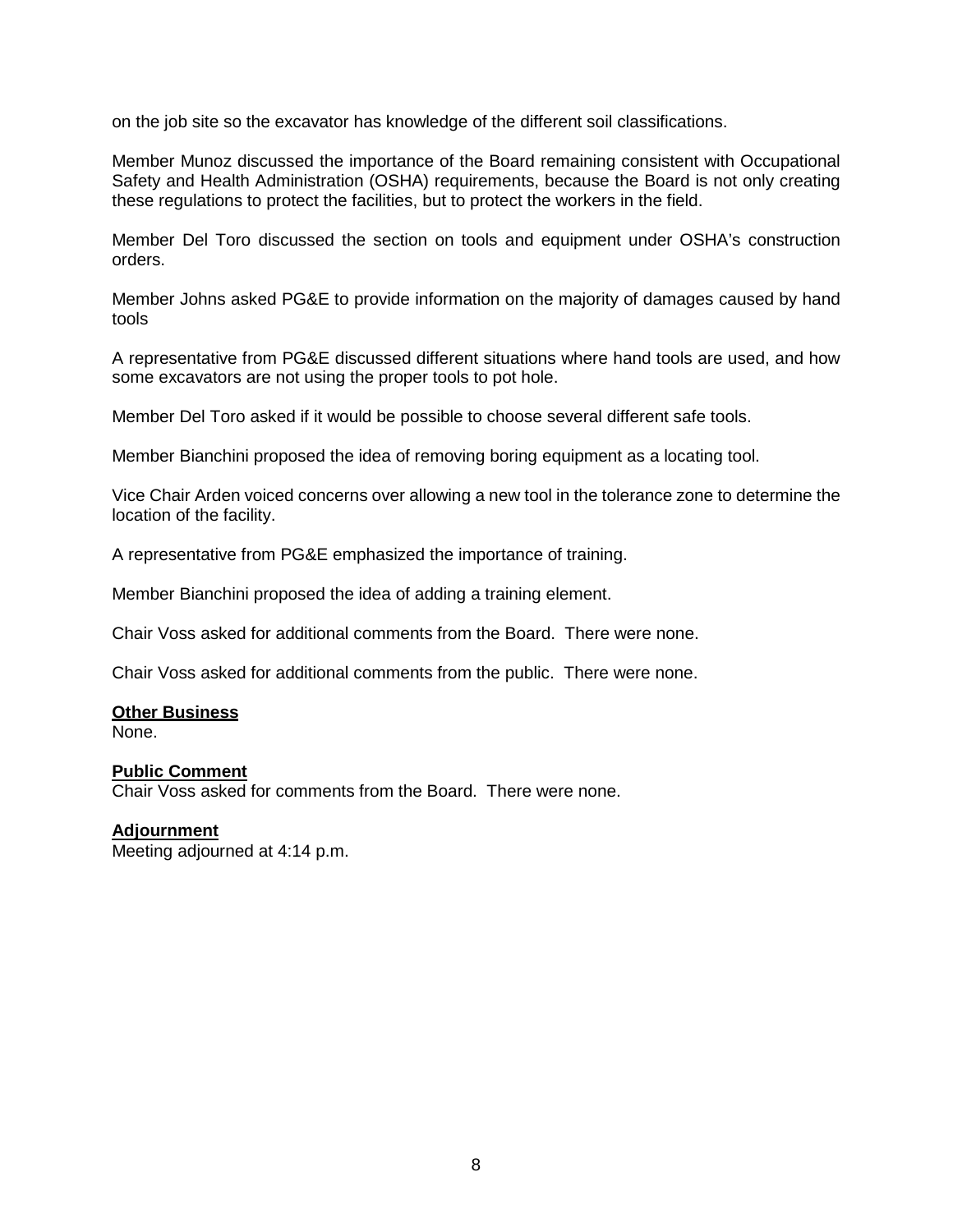on the job site so the excavator has knowledge of the different soil classifications.

Member Munoz discussed the importance of the Board remaining consistent with Occupational Safety and Health Administration (OSHA) requirements, because the Board is not only creating these regulations to protect the facilities, but to protect the workers in the field.

Member Del Toro discussed the section on tools and equipment under OSHA's construction orders.

Member Johns asked PG&E to provide information on the majority of damages caused by hand tools

A representative from PG&E discussed different situations where hand tools are used, and how some excavators are not using the proper tools to pot hole.

Member Del Toro asked if it would be possible to choose several different safe tools.

Member Bianchini proposed the idea of removing boring equipment as a locating tool.

Vice Chair Arden voiced concerns over allowing a new tool in the tolerance zone to determine the location of the facility.

A representative from PG&E emphasized the importance of training.

Member Bianchini proposed the idea of adding a training element.

Chair Voss asked for additional comments from the Board. There were none.

Chair Voss asked for additional comments from the public. There were none.

**Other Business**
None.

**Public Comment**
Chair Voss asked for comments from the Board. There were none.

**Adjournment**
Meeting adjourned at 4:14 p.m.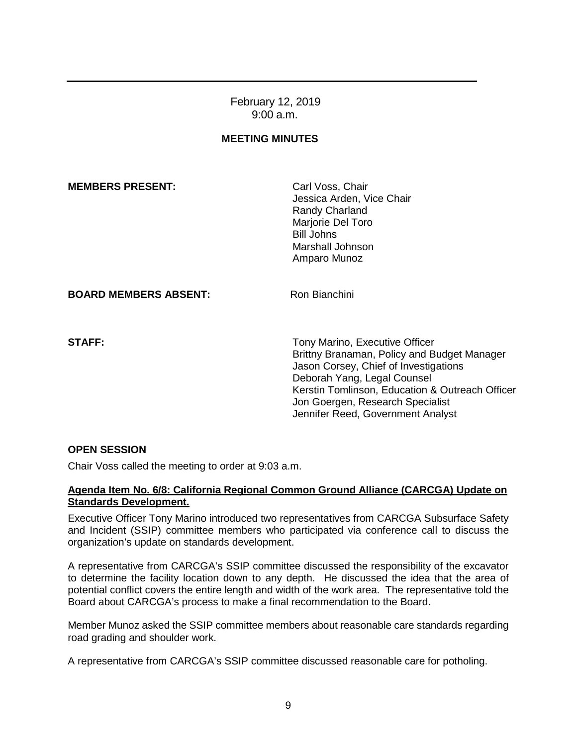February 12, 2019
9:00 a.m.

**MEETING MINUTES**

| | |
|---|---|
| **MEMBERS PRESENT:** | Carl Voss, Chair<br>Jessica Arden, Vice Chair<br>Randy Charland<br>Marjorie Del Toro<br>Bill Johns<br>Marshall Johnson<br>Amparo Munoz |
| **BOARD MEMBERS ABSENT:** | Ron Bianchini |
| **STAFF:** | Tony Marino, Executive Officer<br>Brittny Branaman, Policy and Budget Manager<br>Jason Corsey, Chief of Investigations<br>Deborah Yang, Legal Counsel<br>Kerstin Tomlinson, Education & Outreach Officer<br>Jon Goergen, Research Specialist<br>Jennifer Reed, Government Analyst |

**OPEN SESSION**

Chair Voss called the meeting to order at 9:03 a.m.

**Agenda Item No. 6/8: California Regional Common Ground Alliance (CARCGA) Update on Standards Development.**

Executive Officer Tony Marino introduced two representatives from CARCGA Subsurface Safety and Incident (SSIP) committee members who participated via conference call to discuss the organization's update on standards development.

A representative from CARCGA's SSIP committee discussed the responsibility of the excavator to determine the facility location down to any depth. He discussed the idea that the area of potential conflict covers the entire length and width of the work area. The representative told the Board about CARCGA's process to make a final recommendation to the Board.

Member Munoz asked the SSIP committee members about reasonable care standards regarding road grading and shoulder work.

A representative from CARCGA's SSIP committee discussed reasonable care for potholing.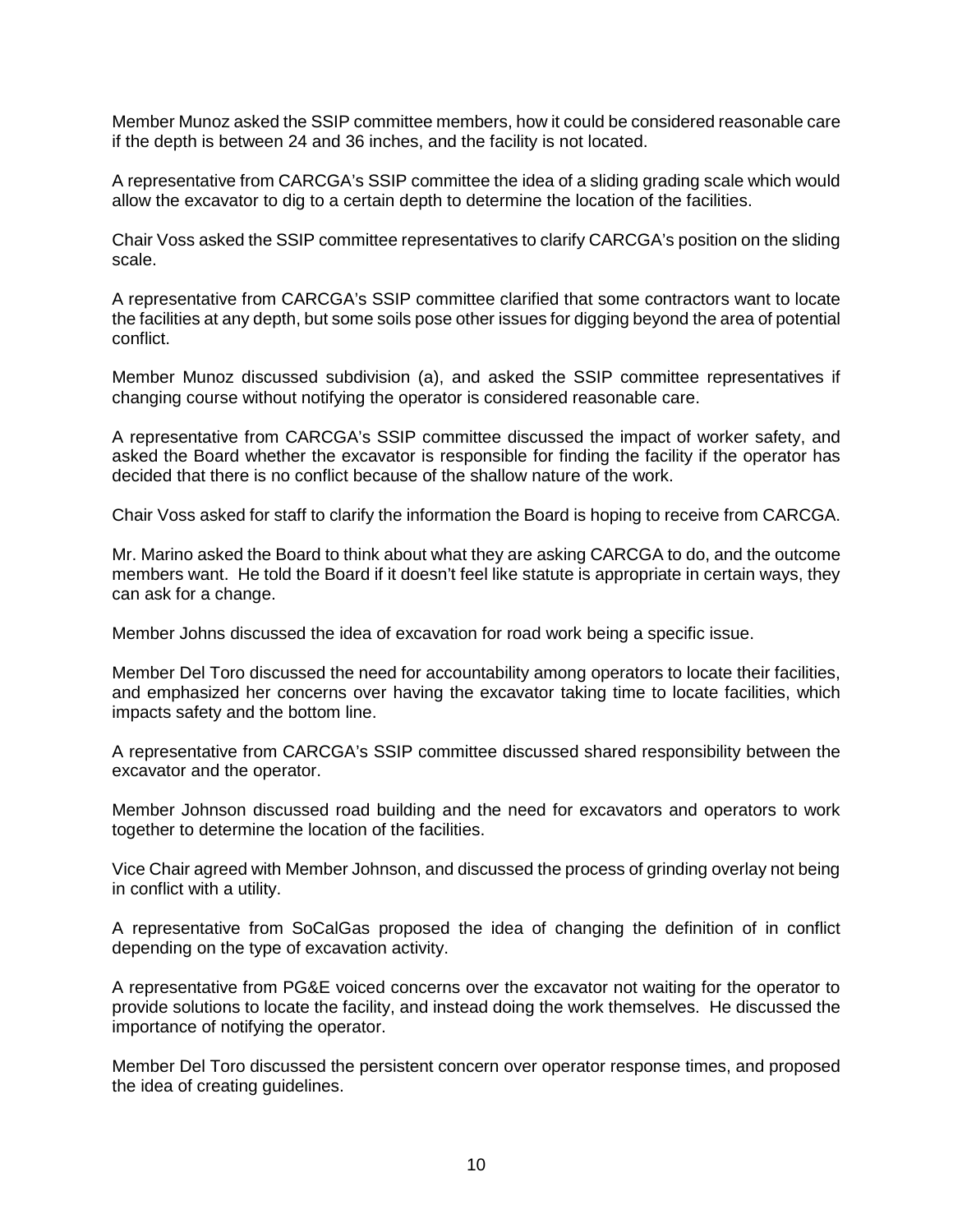Member Munoz asked the SSIP committee members, how it could be considered reasonable care if the depth is between 24 and 36 inches, and the facility is not located.

A representative from CARCGA's SSIP committee the idea of a sliding grading scale which would allow the excavator to dig to a certain depth to determine the location of the facilities.

Chair Voss asked the SSIP committee representatives to clarify CARCGA's position on the sliding scale.

A representative from CARCGA's SSIP committee clarified that some contractors want to locate the facilities at any depth, but some soils pose other issues for digging beyond the area of potential conflict.

Member Munoz discussed subdivision (a), and asked the SSIP committee representatives if changing course without notifying the operator is considered reasonable care.

A representative from CARCGA's SSIP committee discussed the impact of worker safety, and asked the Board whether the excavator is responsible for finding the facility if the operator has decided that there is no conflict because of the shallow nature of the work.

Chair Voss asked for staff to clarify the information the Board is hoping to receive from CARCGA.

Mr. Marino asked the Board to think about what they are asking CARCGA to do, and the outcome members want. He told the Board if it doesn't feel like statute is appropriate in certain ways, they can ask for a change.

Member Johns discussed the idea of excavation for road work being a specific issue.

Member Del Toro discussed the need for accountability among operators to locate their facilities, and emphasized her concerns over having the excavator taking time to locate facilities, which impacts safety and the bottom line.

A representative from CARCGA's SSIP committee discussed shared responsibility between the excavator and the operator.

Member Johnson discussed road building and the need for excavators and operators to work together to determine the location of the facilities.

Vice Chair agreed with Member Johnson, and discussed the process of grinding overlay not being in conflict with a utility.

A representative from SoCalGas proposed the idea of changing the definition of in conflict depending on the type of excavation activity.

A representative from PG&E voiced concerns over the excavator not waiting for the operator to provide solutions to locate the facility, and instead doing the work themselves. He discussed the importance of notifying the operator.

Member Del Toro discussed the persistent concern over operator response times, and proposed the idea of creating guidelines.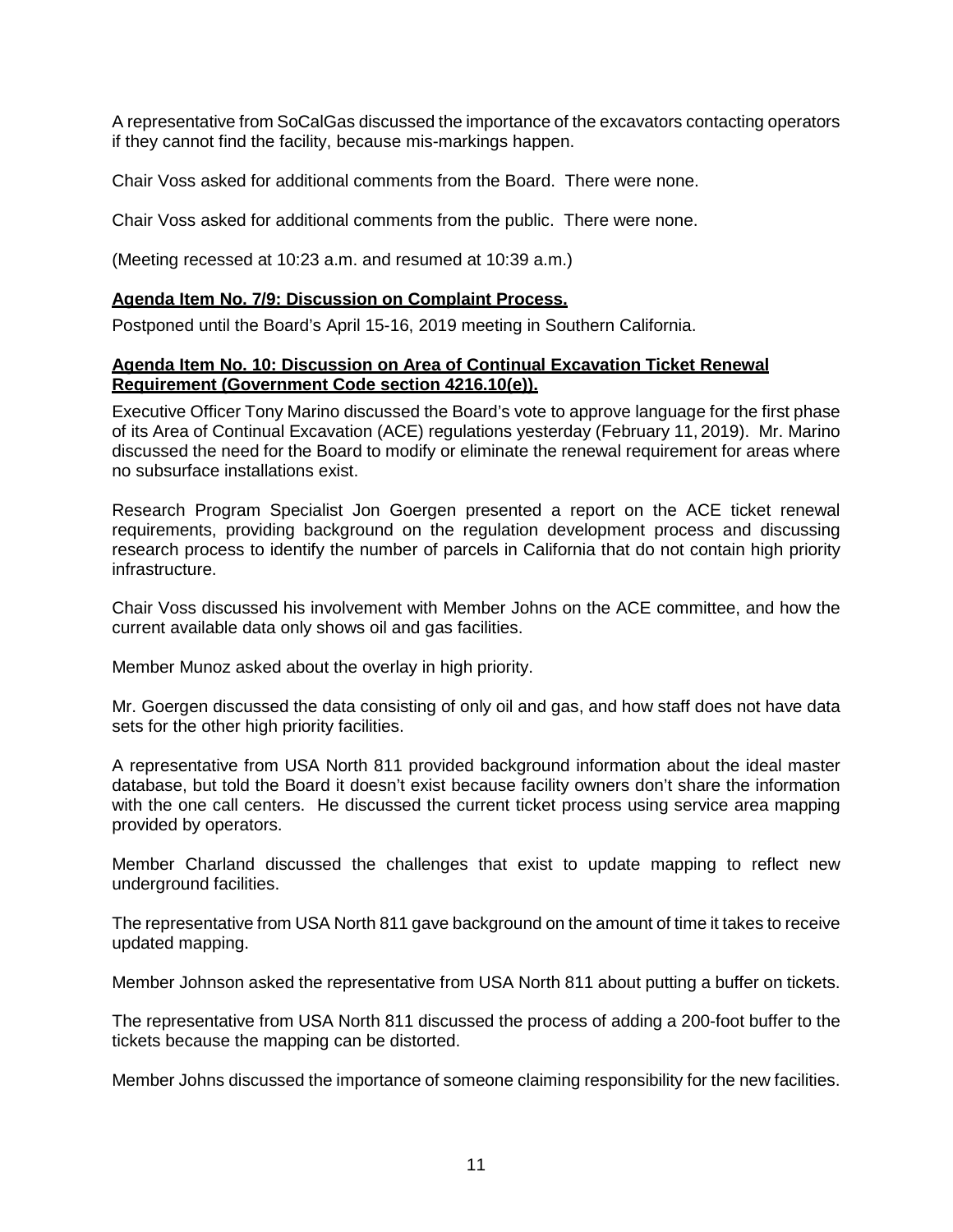A representative from SoCalGas discussed the importance of the excavators contacting operators if they cannot find the facility, because mis-markings happen.

Chair Voss asked for additional comments from the Board. There were none.

Chair Voss asked for additional comments from the public. There were none.

(Meeting recessed at 10:23 a.m. and resumed at 10:39 a.m.)

**Agenda Item No. 7/9: Discussion on Complaint Process.**

Postponed until the Board's April 15-16, 2019 meeting in Southern California.

**Agenda Item No. 10: Discussion on Area of Continual Excavation Ticket Renewal Requirement (Government Code section 4216.10(e)).**

Executive Officer Tony Marino discussed the Board's vote to approve language for the first phase of its Area of Continual Excavation (ACE) regulations yesterday (February 11, 2019). Mr. Marino discussed the need for the Board to modify or eliminate the renewal requirement for areas where no subsurface installations exist.

Research Program Specialist Jon Goergen presented a report on the ACE ticket renewal requirements, providing background on the regulation development process and discussing research process to identify the number of parcels in California that do not contain high priority infrastructure.

Chair Voss discussed his involvement with Member Johns on the ACE committee, and how the current available data only shows oil and gas facilities.

Member Munoz asked about the overlay in high priority.

Mr. Goergen discussed the data consisting of only oil and gas, and how staff does not have data sets for the other high priority facilities.

A representative from USA North 811 provided background information about the ideal master database, but told the Board it doesn't exist because facility owners don't share the information with the one call centers. He discussed the current ticket process using service area mapping provided by operators.

Member Charland discussed the challenges that exist to update mapping to reflect new underground facilities.

The representative from USA North 811 gave background on the amount of time it takes to receive updated mapping.

Member Johnson asked the representative from USA North 811 about putting a buffer on tickets.

The representative from USA North 811 discussed the process of adding a 200-foot buffer to the tickets because the mapping can be distorted.

Member Johns discussed the importance of someone claiming responsibility for the new facilities.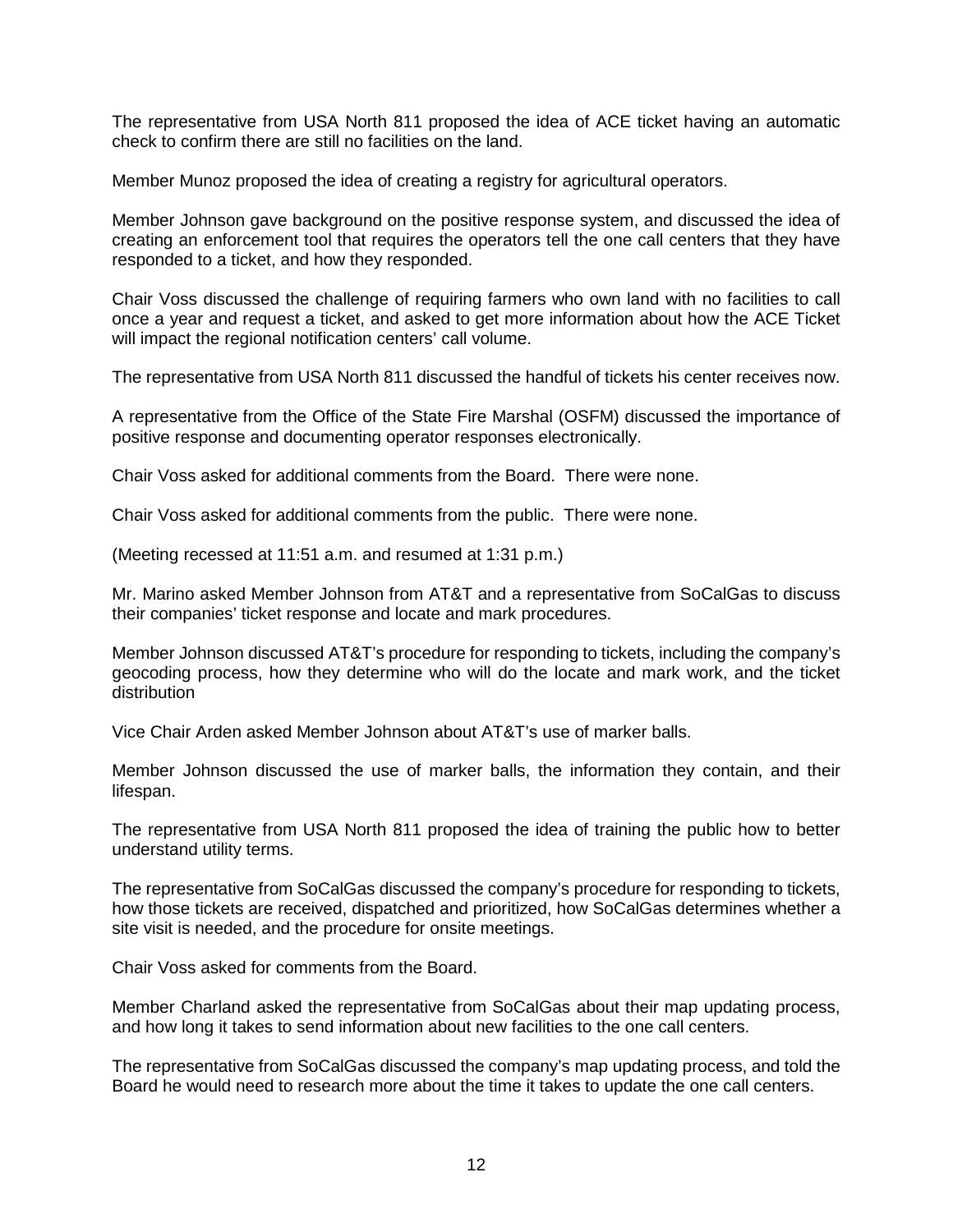The representative from USA North 811 proposed the idea of ACE ticket having an automatic check to confirm there are still no facilities on the land.

Member Munoz proposed the idea of creating a registry for agricultural operators.

Member Johnson gave background on the positive response system, and discussed the idea of creating an enforcement tool that requires the operators tell the one call centers that they have responded to a ticket, and how they responded.

Chair Voss discussed the challenge of requiring farmers who own land with no facilities to call once a year and request a ticket, and asked to get more information about how the ACE Ticket will impact the regional notification centers' call volume.

The representative from USA North 811 discussed the handful of tickets his center receives now.

A representative from the Office of the State Fire Marshal (OSFM) discussed the importance of positive response and documenting operator responses electronically.

Chair Voss asked for additional comments from the Board. There were none.

Chair Voss asked for additional comments from the public. There were none.

(Meeting recessed at 11:51 a.m. and resumed at 1:31 p.m.)

Mr. Marino asked Member Johnson from AT&T and a representative from SoCalGas to discuss their companies' ticket response and locate and mark procedures.

Member Johnson discussed AT&T's procedure for responding to tickets, including the company's geocoding process, how they determine who will do the locate and mark work, and the ticket distribution

Vice Chair Arden asked Member Johnson about AT&T's use of marker balls.

Member Johnson discussed the use of marker balls, the information they contain, and their lifespan.

The representative from USA North 811 proposed the idea of training the public how to better understand utility terms.

The representative from SoCalGas discussed the company's procedure for responding to tickets, how those tickets are received, dispatched and prioritized, how SoCalGas determines whether a site visit is needed, and the procedure for onsite meetings.

Chair Voss asked for comments from the Board.

Member Charland asked the representative from SoCalGas about their map updating process, and how long it takes to send information about new facilities to the one call centers.

The representative from SoCalGas discussed the company's map updating process, and told the Board he would need to research more about the time it takes to update the one call centers.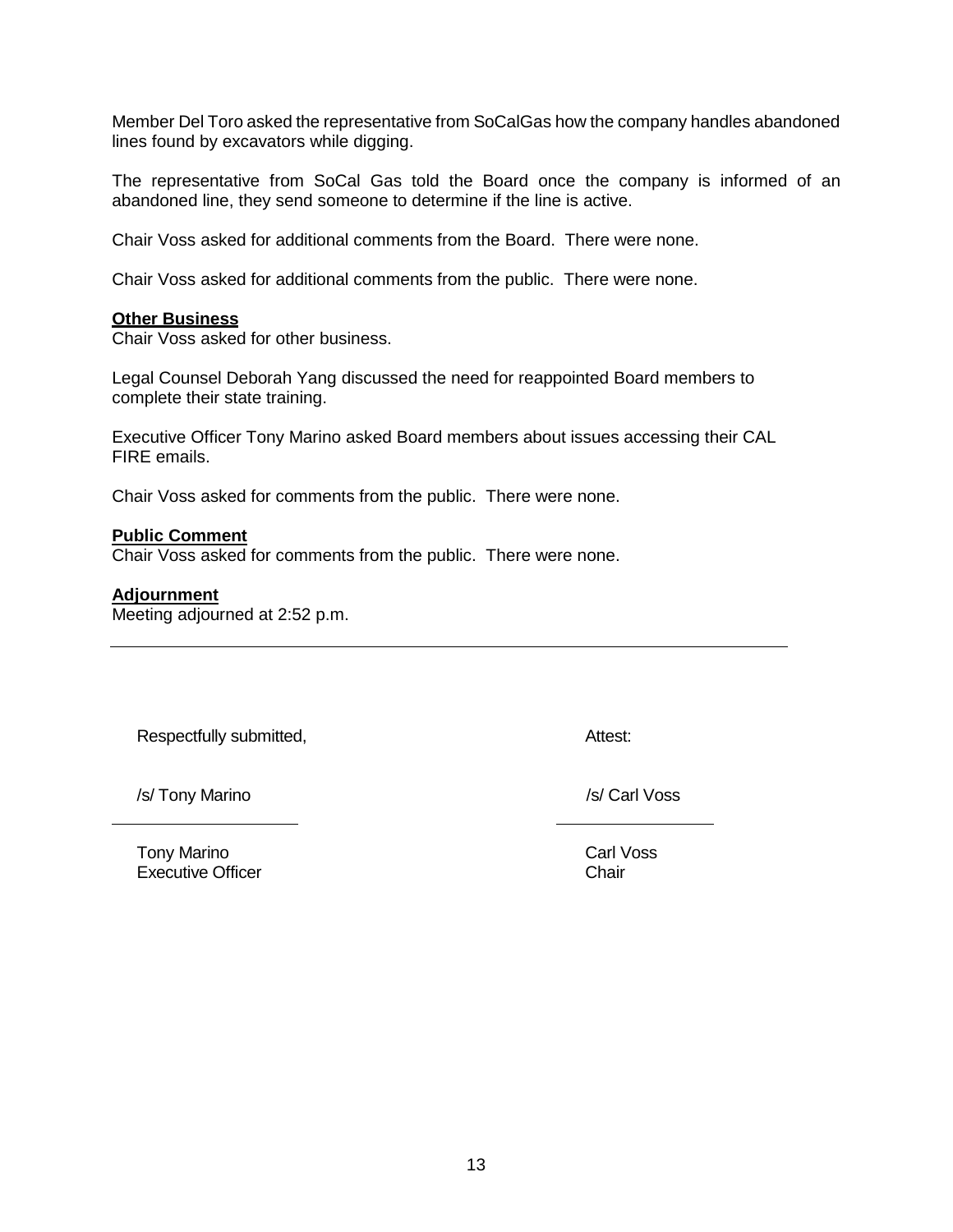Member Del Toro asked the representative from SoCalGas how the company handles abandoned lines found by excavators while digging.

The representative from SoCal Gas told the Board once the company is informed of an abandoned line, they send someone to determine if the line is active.

Chair Voss asked for additional comments from the Board. There were none.

Chair Voss asked for additional comments from the public. There were none.

**Other Business**

Chair Voss asked for other business.

Legal Counsel Deborah Yang discussed the need for reappointed Board members to complete their state training.

Executive Officer Tony Marino asked Board members about issues accessing their CAL FIRE emails.

Chair Voss asked for comments from the public. There were none.

**Public Comment**

Chair Voss asked for comments from the public. There were none.

**Adjournment**

Meeting adjourned at 2:52 p.m.

---

Respectfully submitted,

/s/ Tony Marino

Tony Marino
Executive Officer

Attest:

/s/ Carl Voss

Carl Voss
Chair